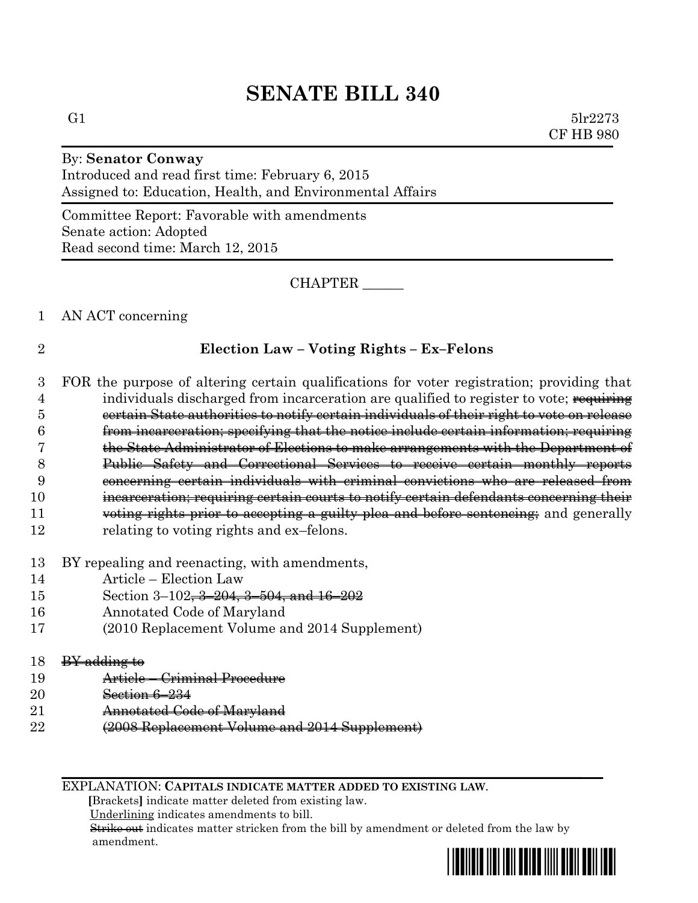# SENATE BILL 340

G1 5lr2273
CF HB 980

By: **Senator Conway**
Introduced and read first time: February 6, 2015
Assigned to: Education, Health, and Environmental Affairs

Committee Report: Favorable with amendments
Senate action: Adopted
Read second time: March 12, 2015

CHAPTER ______

1 AN ACT concerning

2 **Election Law – Voting Rights – Ex–Felons**

3 FOR the purpose of altering certain qualifications for voter registration; providing that
4 individuals discharged from incarceration are qualified to register to vote; ~~requiring~~
5 ~~certain State authorities to notify certain individuals of their right to vote on release~~
6 ~~from incarceration; specifying that the notice include certain information; requiring~~
7 ~~the State Administrator of Elections to make arrangements with the Department of~~
8 ~~Public Safety and Correctional Services to receive certain monthly reports~~
9 ~~concerning certain individuals with criminal convictions who are released from~~
10 ~~incarceration; requiring certain courts to notify certain defendants concerning their~~
11 ~~voting rights prior to accepting a guilty plea and before sentencing;~~ and generally
12 relating to voting rights and ex–felons.

13 BY repealing and reenacting, with amendments,
14 Article – Election Law
15 Section 3–102~~, 3–204, 3–504, and 16–202~~
16 Annotated Code of Maryland
17 (2010 Replacement Volume and 2014 Supplement)

18 ~~BY adding to~~
19 ~~Article – Criminal Procedure~~
20 ~~Section 6–234~~
21 ~~Annotated Code of Maryland~~
22 ~~(2008 Replacement Volume and 2014 Supplement)~~

EXPLANATION: **CAPITALS INDICATE MATTER ADDED TO EXISTING LAW.**
**[**Brackets**]** indicate matter deleted from existing law.
Underlining indicates amendments to bill.
~~Strike out~~ indicates matter stricken from the bill by amendment or deleted from the law by amendment.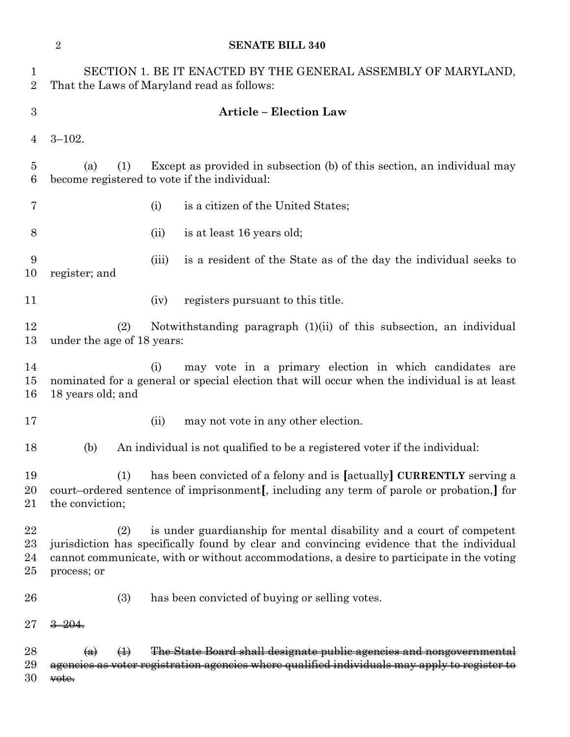SECTION 1. BE IT ENACTED BY THE GENERAL ASSEMBLY OF MARYLAND, That the Laws of Maryland read as follows:

**Article – Election Law**

3–102.

(a) (1) Except as provided in subsection (b) of this section, an individual may become registered to vote if the individual:

(i) is a citizen of the United States;

(ii) is at least 16 years old;

(iii) is a resident of the State as of the day the individual seeks to register; and

(iv) registers pursuant to this title.

(2) Notwithstanding paragraph (1)(ii) of this subsection, an individual under the age of 18 years:

(i) may vote in a primary election in which candidates are nominated for a general or special election that will occur when the individual is at least 18 years old; and

(ii) may not vote in any other election.

(b) An individual is not qualified to be a registered voter if the individual:

(1) has been convicted of a felony and is **[**actually**]** **CURRENTLY** serving a court–ordered sentence of imprisonment**[**, including any term of parole or probation,**]** for the conviction;

(2) is under guardianship for mental disability and a court of competent jurisdiction has specifically found by clear and convincing evidence that the individual cannot communicate, with or without accommodations, a desire to participate in the voting process; or

(3) has been convicted of buying or selling votes.

~~3–204.~~

~~(a) (1) The State Board shall designate public agencies and nongovernmental agencies as voter registration agencies where qualified individuals may apply to register to vote.~~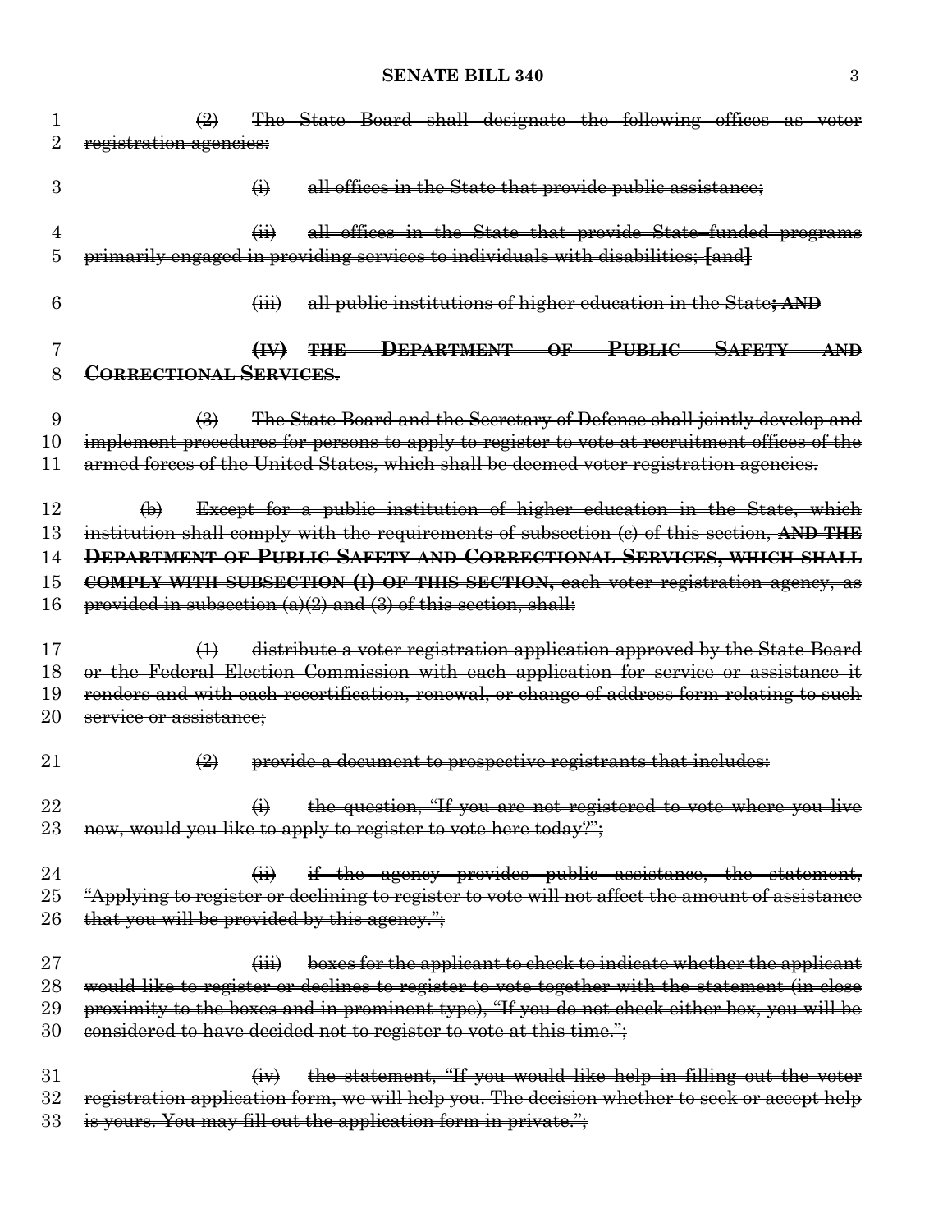~~(2) The State Board shall designate the following offices as voter registration agencies:~~

~~(i) all offices in the State that provide public assistance;~~

~~(ii) all offices in the State that provide State–funded programs primarily engaged in providing services to individuals with disabilities; [and]~~

~~(iii) all public institutions of higher education in the State; **AND**~~

~~**(IV) THE DEPARTMENT OF PUBLIC SAFETY AND CORRECTIONAL SERVICES.**~~

~~(3) The State Board and the Secretary of Defense shall jointly develop and implement procedures for persons to apply to register to vote at recruitment offices of the armed forces of the United States, which shall be deemed voter registration agencies.~~

~~(b) Except for a public institution of higher education in the State, which institution shall comply with the requirements of subsection (c) of this section, **AND THE DEPARTMENT OF PUBLIC SAFETY AND CORRECTIONAL SERVICES, WHICH SHALL COMPLY WITH SUBSECTION (I) OF THIS SECTION,** each voter registration agency, as provided in subsection (a)(2) and (3) of this section, shall:~~

~~(1) distribute a voter registration application approved by the State Board or the Federal Election Commission with each application for service or assistance it renders and with each recertification, renewal, or change of address form relating to such service or assistance;~~

~~(2) provide a document to prospective registrants that includes:~~

~~(i) the question, "If you are not registered to vote where you live now, would you like to apply to register to vote here today?";~~

~~(ii) if the agency provides public assistance, the statement, "Applying to register or declining to register to vote will not affect the amount of assistance that you will be provided by this agency.";~~

~~(iii) boxes for the applicant to check to indicate whether the applicant would like to register or declines to register to vote together with the statement (in close proximity to the boxes and in prominent type), "If you do not check either box, you will be considered to have decided not to register to vote at this time.";~~

~~(iv) the statement, "If you would like help in filling out the voter registration application form, we will help you. The decision whether to seek or accept help is yours. You may fill out the application form in private.";~~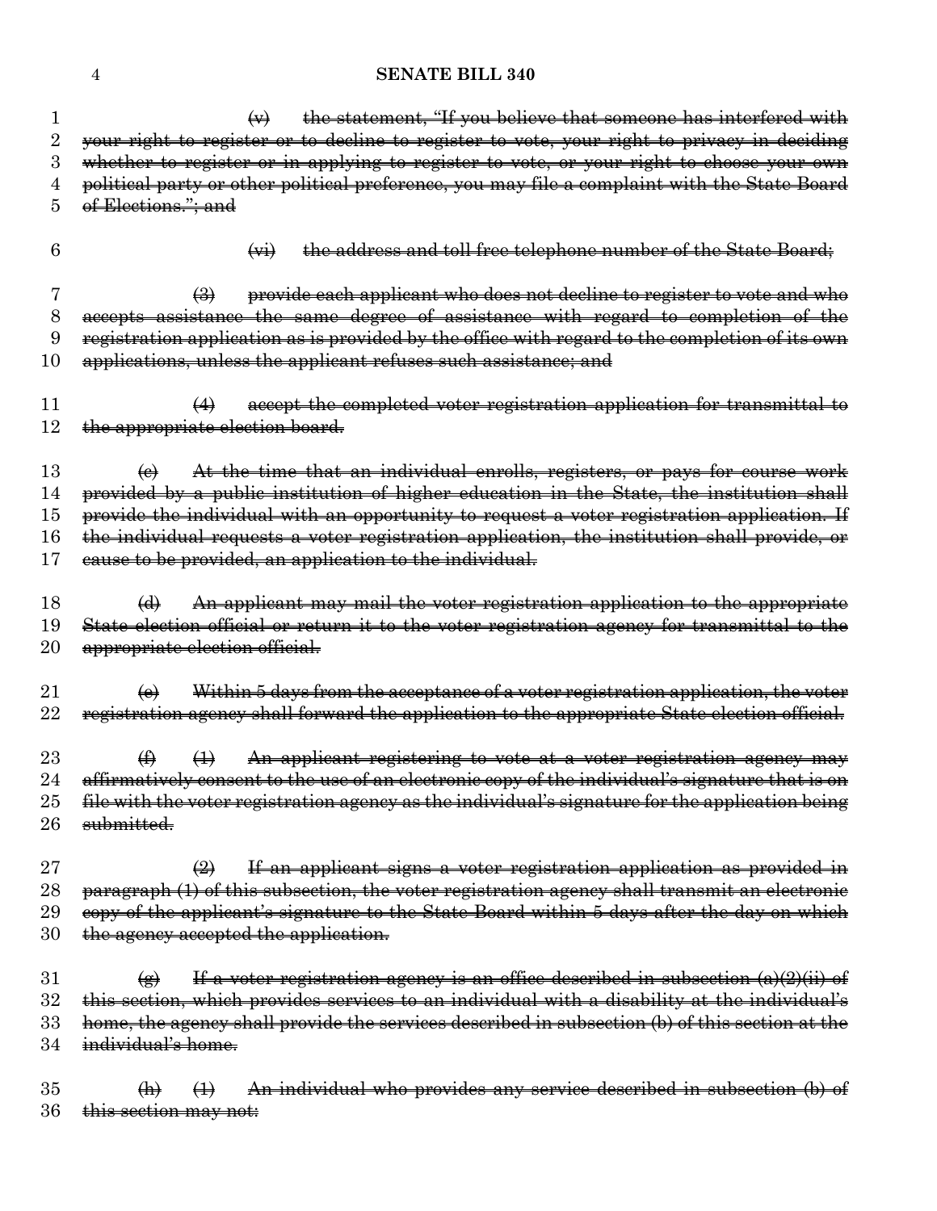~~(v) the statement, "If you believe that someone has interfered with your right to register or to decline to register to vote, your right to privacy in deciding whether to register or in applying to register to vote, or your right to choose your own political party or other political preference, you may file a complaint with the State Board of Elections."; and~~

~~(vi) the address and toll free telephone number of the State Board;~~

~~(3) provide each applicant who does not decline to register to vote and who accepts assistance the same degree of assistance with regard to completion of the registration application as is provided by the office with regard to the completion of its own applications, unless the applicant refuses such assistance; and~~

~~(4) accept the completed voter registration application for transmittal to the appropriate election board.~~

~~(c) At the time that an individual enrolls, registers, or pays for course work provided by a public institution of higher education in the State, the institution shall provide the individual with an opportunity to request a voter registration application. If the individual requests a voter registration application, the institution shall provide, or cause to be provided, an application to the individual.~~

~~(d) An applicant may mail the voter registration application to the appropriate State election official or return it to the voter registration agency for transmittal to the appropriate election official.~~

~~(e) Within 5 days from the acceptance of a voter registration application, the voter registration agency shall forward the application to the appropriate State election official.~~

~~(f) (1) An applicant registering to vote at a voter registration agency may affirmatively consent to the use of an electronic copy of the individual's signature that is on file with the voter registration agency as the individual's signature for the application being submitted.~~

~~(2) If an applicant signs a voter registration application as provided in paragraph (1) of this subsection, the voter registration agency shall transmit an electronic copy of the applicant's signature to the State Board within 5 days after the day on which the agency accepted the application.~~

~~(g) If a voter registration agency is an office described in subsection (a)(2)(ii) of this section, which provides services to an individual with a disability at the individual's home, the agency shall provide the services described in subsection (b) of this section at the individual's home.~~

~~(h) (1) An individual who provides any service described in subsection (b) of this section may not:~~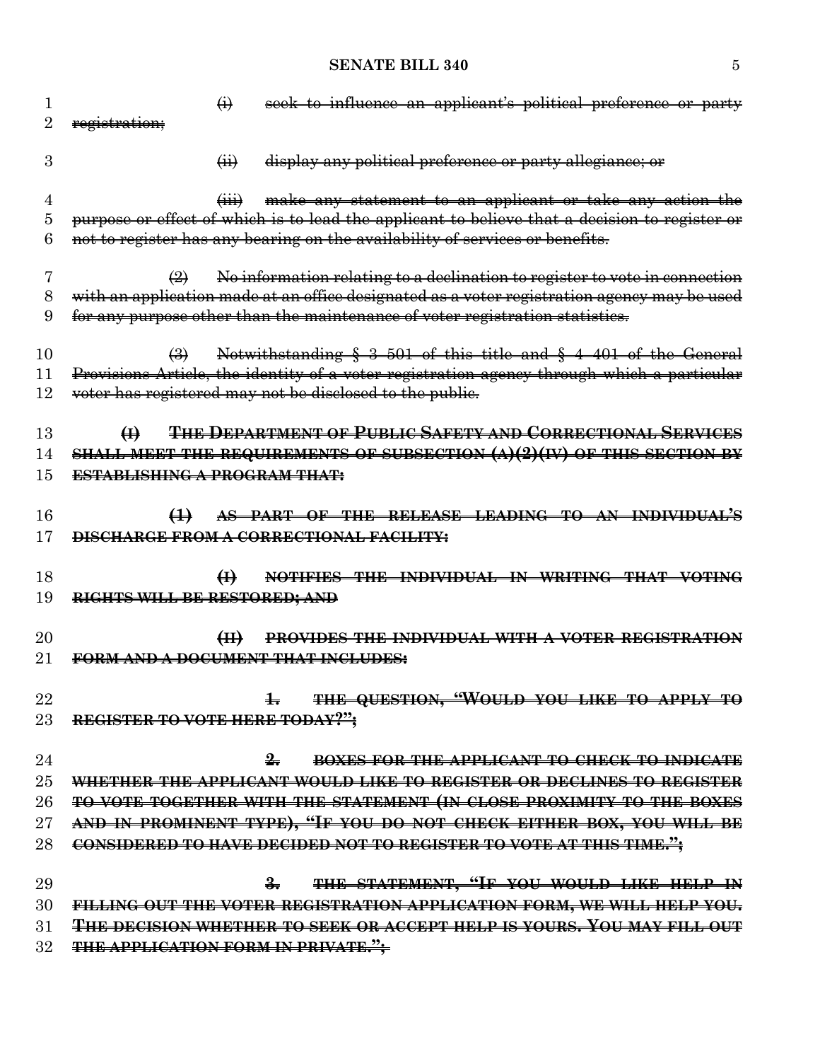~~(i) seek to influence an applicant's political preference or party registration;~~

~~(ii) display any political preference or party allegiance; or~~

~~(iii) make any statement to an applicant or take any action the purpose or effect of which is to lead the applicant to believe that a decision to register or not to register has any bearing on the availability of services or benefits.~~

~~(2) No information relating to a declination to register to vote in connection with an application made at an office designated as a voter registration agency may be used for any purpose other than the maintenance of voter registration statistics.~~

~~(3) Notwithstanding § 3-501 of this title and § 4-401 of the General Provisions Article, the identity of a voter registration agency through which a particular voter has registered may not be disclosed to the public.~~

~~**(I) THE DEPARTMENT OF PUBLIC SAFETY AND CORRECTIONAL SERVICES SHALL MEET THE REQUIREMENTS OF SUBSECTION (A)(2)(IV) OF THIS SECTION BY ESTABLISHING A PROGRAM THAT:**~~

~~**(1) AS PART OF THE RELEASE LEADING TO AN INDIVIDUAL'S DISCHARGE FROM A CORRECTIONAL FACILITY:**~~

~~**(I) NOTIFIES THE INDIVIDUAL IN WRITING THAT VOTING RIGHTS WILL BE RESTORED; AND**~~

~~**(II) PROVIDES THE INDIVIDUAL WITH A VOTER REGISTRATION FORM AND A DOCUMENT THAT INCLUDES:**~~

~~**1. THE QUESTION, "WOULD YOU LIKE TO APPLY TO REGISTER TO VOTE HERE TODAY?";**~~

~~**2. BOXES FOR THE APPLICANT TO CHECK TO INDICATE WHETHER THE APPLICANT WOULD LIKE TO REGISTER OR DECLINES TO REGISTER TO VOTE TOGETHER WITH THE STATEMENT (IN CLOSE PROXIMITY TO THE BOXES AND IN PROMINENT TYPE), "IF YOU DO NOT CHECK EITHER BOX, YOU WILL BE CONSIDERED TO HAVE DECIDED NOT TO REGISTER TO VOTE AT THIS TIME.";**~~

~~**3. THE STATEMENT, "IF YOU WOULD LIKE HELP IN FILLING OUT THE VOTER REGISTRATION APPLICATION FORM, WE WILL HELP YOU. THE DECISION WHETHER TO SEEK OR ACCEPT HELP IS YOURS. YOU MAY FILL OUT THE APPLICATION FORM IN PRIVATE.";**~~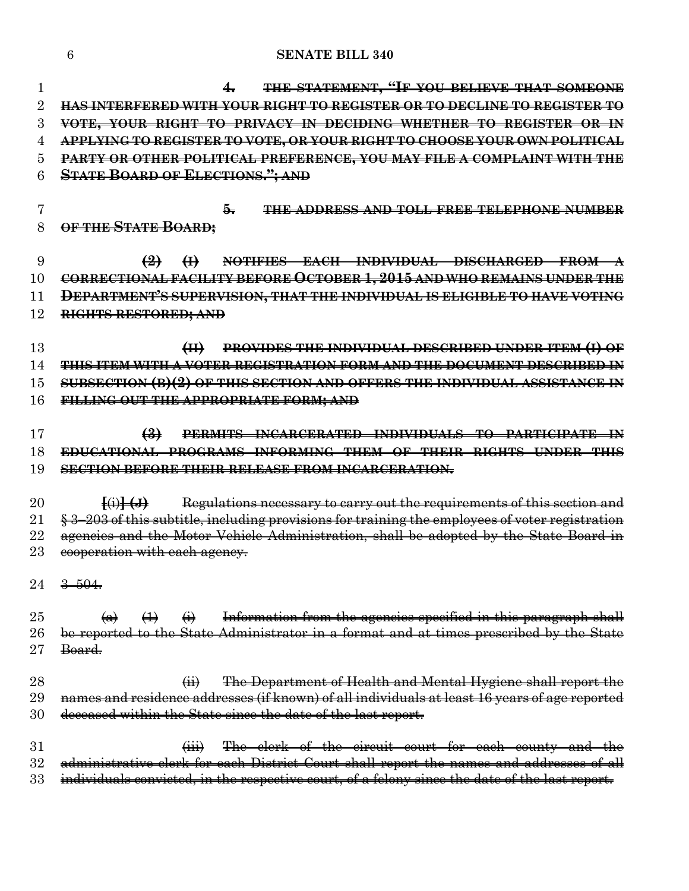4. ~~THE STATEMENT, "IF YOU BELIEVE THAT SOMEONE HAS INTERFERED WITH YOUR RIGHT TO REGISTER OR TO DECLINE TO REGISTER TO VOTE, YOUR RIGHT TO PRIVACY IN DECIDING WHETHER TO REGISTER OR IN APPLYING TO REGISTER TO VOTE, OR YOUR RIGHT TO CHOOSE YOUR OWN POLITICAL PARTY OR OTHER POLITICAL PREFERENCE, YOU MAY FILE A COMPLAINT WITH THE STATE BOARD OF ELECTIONS."; AND~~

5. ~~THE ADDRESS AND TOLL-FREE TELEPHONE NUMBER OF THE STATE BOARD;~~

~~(2) (I) NOTIFIES EACH INDIVIDUAL DISCHARGED FROM A CORRECTIONAL FACILITY BEFORE OCTOBER 1, 2015 AND WHO REMAINS UNDER THE DEPARTMENT'S SUPERVISION, THAT THE INDIVIDUAL IS ELIGIBLE TO HAVE VOTING RIGHTS RESTORED; AND~~

~~(II) PROVIDES THE INDIVIDUAL DESCRIBED UNDER ITEM (I) OF THIS ITEM WITH A VOTER REGISTRATION FORM AND THE DOCUMENT DESCRIBED IN SUBSECTION (B)(2) OF THIS SECTION AND OFFERS THE INDIVIDUAL ASSISTANCE IN FILLING OUT THE APPROPRIATE FORM; AND~~

~~(3) PERMITS INCARCERATED INDIVIDUALS TO PARTICIPATE IN EDUCATIONAL PROGRAMS INFORMING THEM OF THEIR RIGHTS UNDER THIS SECTION BEFORE THEIR RELEASE FROM INCARCERATION.~~

~~[(i)] (J) Regulations necessary to carry out the requirements of this section and § 3-203 of this subtitle, including provisions for training the employees of voter registration agencies and the Motor Vehicle Administration, shall be adopted by the State Board in cooperation with each agency.~~

~~3-504.~~

~~(a) (1) (i) Information from the agencies specified in this paragraph shall be reported to the State Administrator in a format and at times prescribed by the State Board.~~

~~(ii) The Department of Health and Mental Hygiene shall report the names and residence addresses (if known) of all individuals at least 16 years of age reported deceased within the State since the date of the last report.~~

~~(iii) The clerk of the circuit court for each county and the administrative clerk for each District Court shall report the names and addresses of all individuals convicted, in the respective court, of a felony since the date of the last report.~~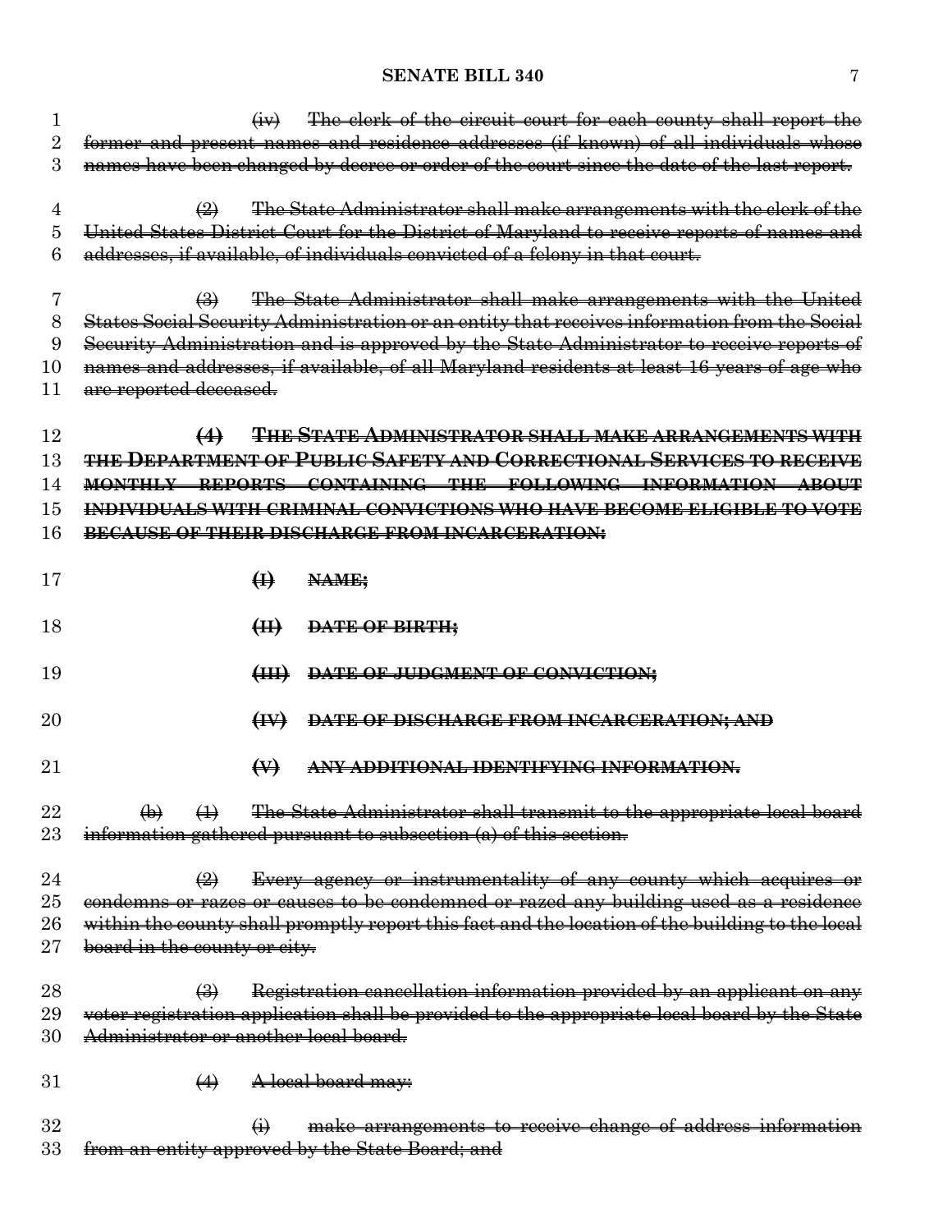~~(iv) The clerk of the circuit court for each county shall report the former and present names and residence addresses (if known) of all individuals whose names have been changed by decree or order of the court since the date of the last report.~~

~~(2) The State Administrator shall make arrangements with the clerk of the United States District Court for the District of Maryland to receive reports of names and addresses, if available, of individuals convicted of a felony in that court.~~

~~(3) The State Administrator shall make arrangements with the United States Social Security Administration or an entity that receives information from the Social Security Administration and is approved by the State Administrator to receive reports of names and addresses, if available, of all Maryland residents at least 16 years of age who are reported deceased.~~

~~**(4) THE STATE ADMINISTRATOR SHALL MAKE ARRANGEMENTS WITH THE DEPARTMENT OF PUBLIC SAFETY AND CORRECTIONAL SERVICES TO RECEIVE MONTHLY REPORTS CONTAINING THE FOLLOWING INFORMATION ABOUT INDIVIDUALS WITH CRIMINAL CONVICTIONS WHO HAVE BECOME ELIGIBLE TO VOTE BECAUSE OF THEIR DISCHARGE FROM INCARCERATION:**~~

~~**(I) NAME;**~~

~~**(II) DATE OF BIRTH;**~~

~~**(III) DATE OF JUDGMENT OF CONVICTION;**~~

~~**(IV) DATE OF DISCHARGE FROM INCARCERATION; AND**~~

~~**(V) ANY ADDITIONAL IDENTIFYING INFORMATION.**~~

~~(b) (1) The State Administrator shall transmit to the appropriate local board information gathered pursuant to subsection (a) of this section.~~

~~(2) Every agency or instrumentality of any county which acquires or condemns or razes or causes to be condemned or razed any building used as a residence within the county shall promptly report this fact and the location of the building to the local board in the county or city.~~

~~(3) Registration cancellation information provided by an applicant on any voter registration application shall be provided to the appropriate local board by the State Administrator or another local board.~~

~~(4) A local board may:~~

~~(i) make arrangements to receive change of address information from an entity approved by the State Board; and~~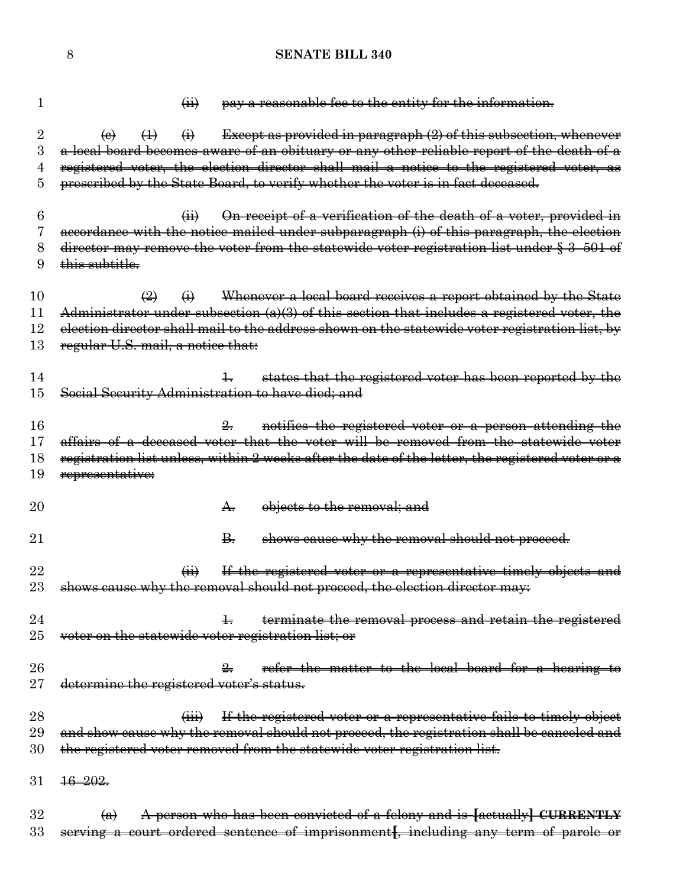~~(ii) pay a reasonable fee to the entity for the information.~~

~~(c) (1) (i) Except as provided in paragraph (2) of this subsection, whenever a local board becomes aware of an obituary or any other reliable report of the death of a registered voter, the election director shall mail a notice to the registered voter, as prescribed by the State Board, to verify whether the voter is in fact deceased.~~

~~(ii) On receipt of a verification of the death of a voter, provided in accordance with the notice mailed under subparagraph (i) of this paragraph, the election director may remove the voter from the statewide voter registration list under § 3–501 of this subtitle.~~

~~(2) (i) Whenever a local board receives a report obtained by the State Administrator under subsection (a)(3) of this section that includes a registered voter, the election director shall mail to the address shown on the statewide voter registration list, by regular U.S. mail, a notice that:~~

~~1. states that the registered voter has been reported by the Social Security Administration to have died; and~~

~~2. notifies the registered voter or a person attending the affairs of a deceased voter that the voter will be removed from the statewide voter registration list unless, within 2 weeks after the date of the letter, the registered voter or a representative:~~

~~A. objects to the removal; and~~

~~B. shows cause why the removal should not proceed.~~

~~(ii) If the registered voter or a representative timely objects and shows cause why the removal should not proceed, the election director may:~~

~~1. terminate the removal process and retain the registered voter on the statewide voter registration list; or~~

~~2. refer the matter to the local board for a hearing to determine the registered voter's status.~~

~~(iii) If the registered voter or a representative fails to timely object and show cause why the removal should not proceed, the registration shall be canceled and the registered voter removed from the statewide voter registration list.~~

~~16–202.~~

~~(a) A person who has been convicted of a felony and is [actually] **CURRENTLY** serving a court ordered sentence of imprisonment[, including any term of parole or~~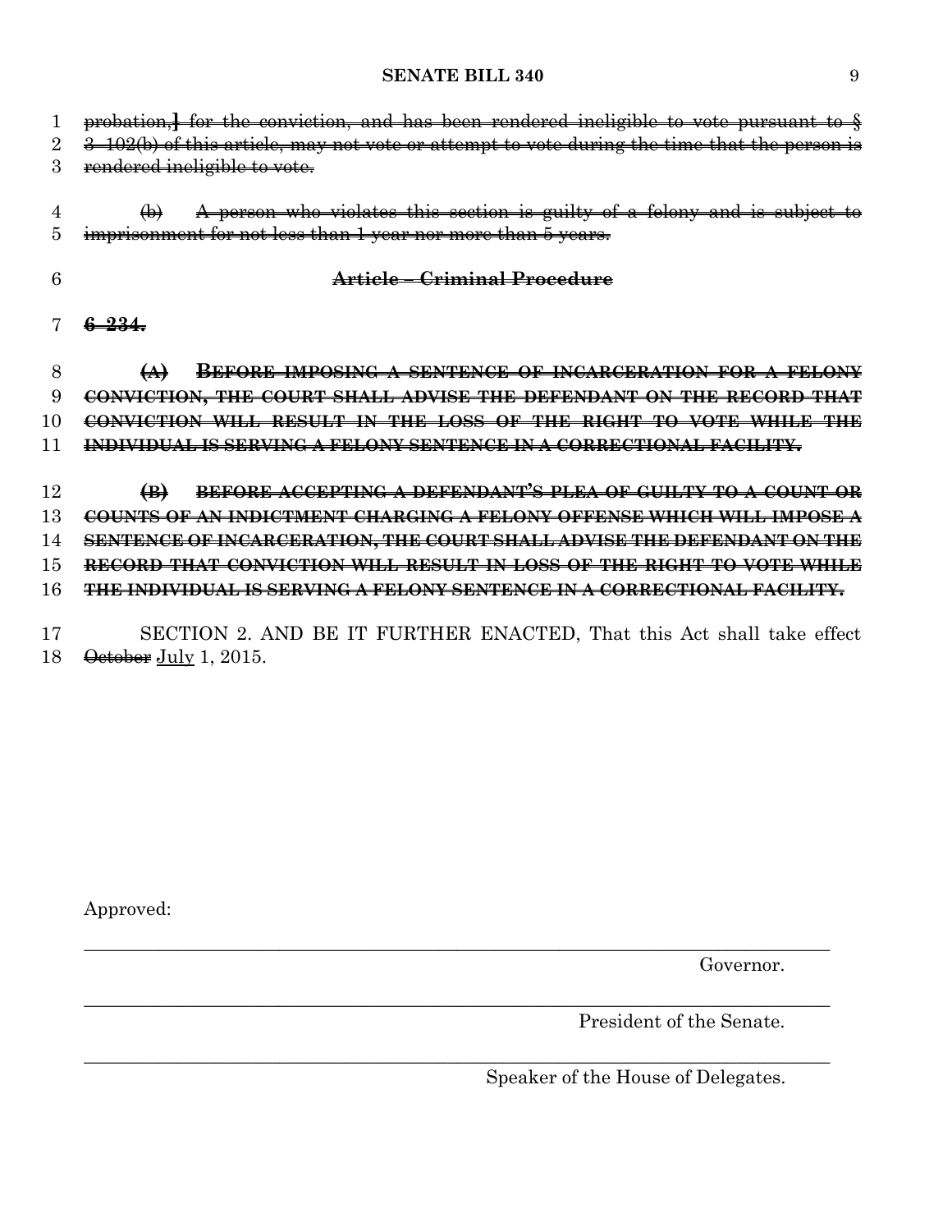1 ~~probation,]~~ ~~for the conviction, and has been rendered ineligible to vote pursuant to §~~
2 ~~3–102(b) of this article, may not vote or attempt to vote during the time that the person is~~
3 ~~rendered ineligible to vote.~~

4 ~~(b) A person who violates this section is guilty of a felony and is subject to~~
5 ~~imprisonment for not less than 1 year nor more than 5 years.~~

6 **~~Article – Criminal Procedure~~**

7 **~~6–234.~~**

8 **~~(A) BEFORE IMPOSING A SENTENCE OF INCARCERATION FOR A FELONY~~**
9 **~~CONVICTION, THE COURT SHALL ADVISE THE DEFENDANT ON THE RECORD THAT~~**
10 **~~CONVICTION WILL RESULT IN THE LOSS OF THE RIGHT TO VOTE WHILE THE~~**
11 **~~INDIVIDUAL IS SERVING A FELONY SENTENCE IN A CORRECTIONAL FACILITY.~~**

12 **~~(B) BEFORE ACCEPTING A DEFENDANT'S PLEA OF GUILTY TO A COUNT OR~~**
13 **~~COUNTS OF AN INDICTMENT CHARGING A FELONY OFFENSE WHICH WILL IMPOSE A~~**
14 **~~SENTENCE OF INCARCERATION, THE COURT SHALL ADVISE THE DEFENDANT ON THE~~**
15 **~~RECORD THAT CONVICTION WILL RESULT IN LOSS OF THE RIGHT TO VOTE WHILE~~**
16 **~~THE INDIVIDUAL IS SERVING A FELONY SENTENCE IN A CORRECTIONAL FACILITY.~~**

17 SECTION 2. AND BE IT FURTHER ENACTED, That this Act shall take effect
18 ~~October~~ <u>July</u> 1, 2015.

Approved:

\_\_\_\_\_\_\_\_\_\_\_\_\_\_\_\_\_\_\_\_\_\_\_\_\_\_\_\_\_\_\_\_\_\_\_\_\_\_\_\_\_\_\_\_\_\_\_\_\_\_\_\_\_\_\_\_\_\_\_\_\_\_\_\_\_\_\_\_

Governor.

\_\_\_\_\_\_\_\_\_\_\_\_\_\_\_\_\_\_\_\_\_\_\_\_\_\_\_\_\_\_\_\_\_\_\_\_\_\_\_\_\_\_\_\_\_\_\_\_\_\_\_\_\_\_\_\_\_\_\_\_\_\_\_\_\_\_\_\_

President of the Senate.

\_\_\_\_\_\_\_\_\_\_\_\_\_\_\_\_\_\_\_\_\_\_\_\_\_\_\_\_\_\_\_\_\_\_\_\_\_\_\_\_\_\_\_\_\_\_\_\_\_\_\_\_\_\_\_\_\_\_\_\_\_\_\_\_\_\_\_\_

Speaker of the House of Delegates.